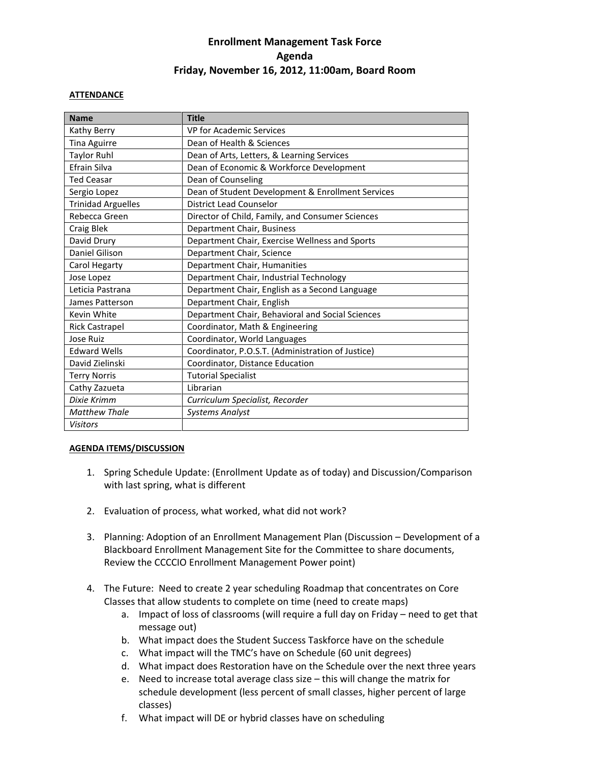# Enrollment Management Task Force
## Agenda
## Friday, November 16, 2012, 11:00am, Board Room

**ATTENDANCE**

| Name | Title |
|---|---|
| Kathy Berry | VP for Academic Services |
| Tina Aguirre | Dean of Health & Sciences |
| Taylor Ruhl | Dean of Arts, Letters, & Learning Services |
| Efrain Silva | Dean of Economic & Workforce Development |
| Ted Ceasar | Dean of Counseling |
| Sergio Lopez | Dean of Student Development & Enrollment Services |
| Trinidad Arguelles | District Lead Counselor |
| Rebecca Green | Director of Child, Family, and Consumer Sciences |
| Craig Blek | Department Chair, Business |
| David Drury | Department Chair, Exercise Wellness and Sports |
| Daniel Gilison | Department Chair, Science |
| Carol Hegarty | Department Chair, Humanities |
| Jose Lopez | Department Chair, Industrial Technology |
| Leticia Pastrana | Department Chair, English as a Second Language |
| James Patterson | Department Chair, English |
| Kevin White | Department Chair, Behavioral and Social Sciences |
| Rick Castrapel | Coordinator, Math & Engineering |
| Jose Ruiz | Coordinator, World Languages |
| Edward Wells | Coordinator, P.O.S.T. (Administration of Justice) |
| David Zielinski | Coordinator, Distance Education |
| Terry Norris | Tutorial Specialist |
| Cathy Zazueta | Librarian |
| *Dixie Krimm* | *Curriculum Specialist, Recorder* |
| *Matthew Thale* | *Systems Analyst* |
| *Visitors* | |

**AGENDA ITEMS/DISCUSSION**

1. Spring Schedule Update: (Enrollment Update as of today) and Discussion/Comparison with last spring, what is different

2. Evaluation of process, what worked, what did not work?

3. Planning: Adoption of an Enrollment Management Plan (Discussion – Development of a Blackboard Enrollment Management Site for the Committee to share documents, Review the CCCCIO Enrollment Management Power point)

4. The Future: Need to create 2 year scheduling Roadmap that concentrates on Core Classes that allow students to complete on time (need to create maps)
   a. Impact of loss of classrooms (will require a full day on Friday – need to get that message out)
   b. What impact does the Student Success Taskforce have on the schedule
   c. What impact will the TMC's have on Schedule (60 unit degrees)
   d. What impact does Restoration have on the Schedule over the next three years
   e. Need to increase total average class size – this will change the matrix for schedule development (less percent of small classes, higher percent of large classes)
   f. What impact will DE or hybrid classes have on scheduling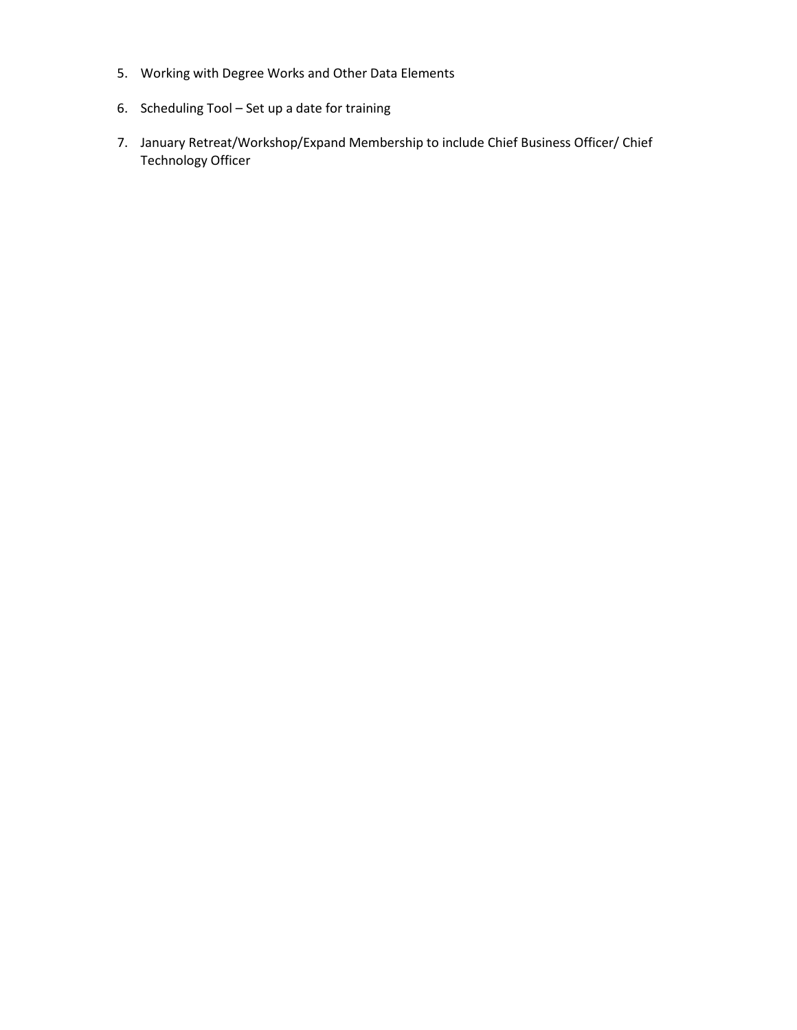5. Working with Degree Works and Other Data Elements

6. Scheduling Tool – Set up a date for training

7. January Retreat/Workshop/Expand Membership to include Chief Business Officer/ Chief Technology Officer